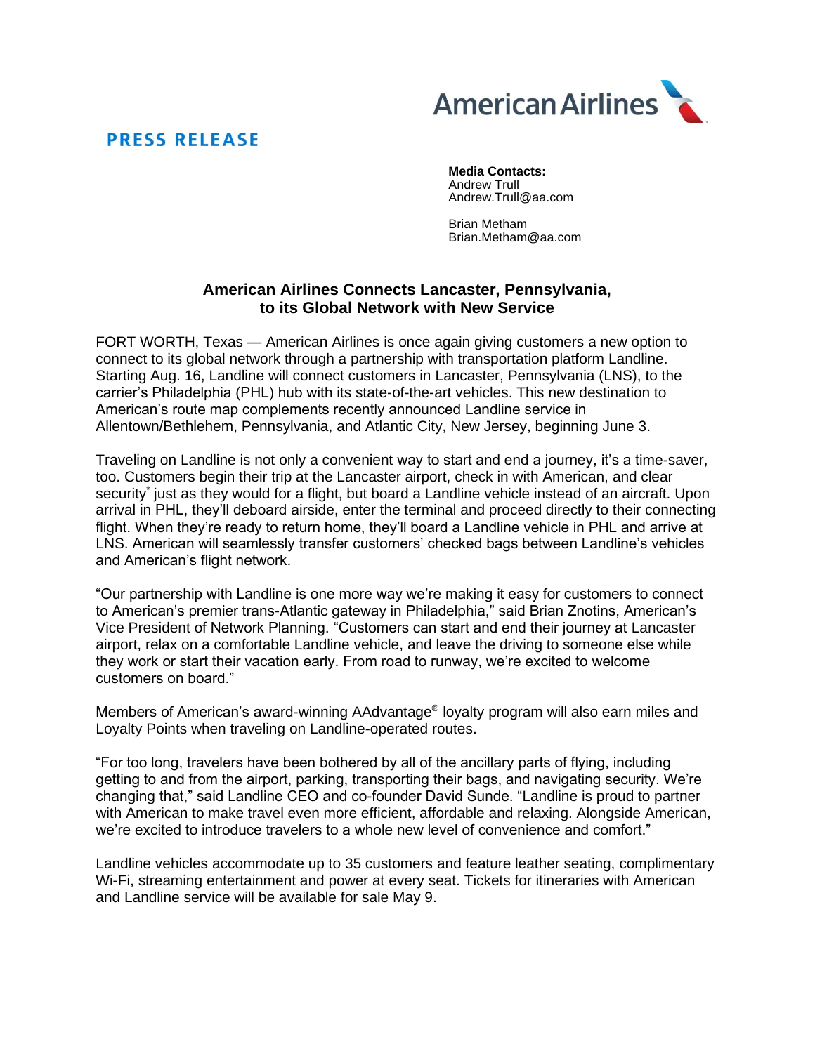American Airlines

**PRESS RELEASE**

**Media Contacts:**
Andrew Trull
Andrew.Trull@aa.com

Brian Metham
Brian.Metham@aa.com

# American Airlines Connects Lancaster, Pennsylvania, to its Global Network with New Service

FORT WORTH, Texas — American Airlines is once again giving customers a new option to connect to its global network through a partnership with transportation platform Landline. Starting Aug. 16, Landline will connect customers in Lancaster, Pennsylvania (LNS), to the carrier's Philadelphia (PHL) hub with its state-of-the-art vehicles. This new destination to American's route map complements recently announced Landline service in Allentown/Bethlehem, Pennsylvania, and Atlantic City, New Jersey, beginning June 3.

Traveling on Landline is not only a convenient way to start and end a journey, it's a time-saver, too. Customers begin their trip at the Lancaster airport, check in with American, and clear security* just as they would for a flight, but board a Landline vehicle instead of an aircraft. Upon arrival in PHL, they'll deboard airside, enter the terminal and proceed directly to their connecting flight. When they're ready to return home, they'll board a Landline vehicle in PHL and arrive at LNS. American will seamlessly transfer customers' checked bags between Landline's vehicles and American's flight network.

"Our partnership with Landline is one more way we're making it easy for customers to connect to American's premier trans-Atlantic gateway in Philadelphia," said Brian Znotins, American's Vice President of Network Planning. "Customers can start and end their journey at Lancaster airport, relax on a comfortable Landline vehicle, and leave the driving to someone else while they work or start their vacation early. From road to runway, we're excited to welcome customers on board."

Members of American's award-winning AAdvantage® loyalty program will also earn miles and Loyalty Points when traveling on Landline-operated routes.

"For too long, travelers have been bothered by all of the ancillary parts of flying, including getting to and from the airport, parking, transporting their bags, and navigating security. We're changing that," said Landline CEO and co-founder David Sunde. "Landline is proud to partner with American to make travel even more efficient, affordable and relaxing. Alongside American, we're excited to introduce travelers to a whole new level of convenience and comfort."

Landline vehicles accommodate up to 35 customers and feature leather seating, complimentary Wi-Fi, streaming entertainment and power at every seat. Tickets for itineraries with American and Landline service will be available for sale May 9.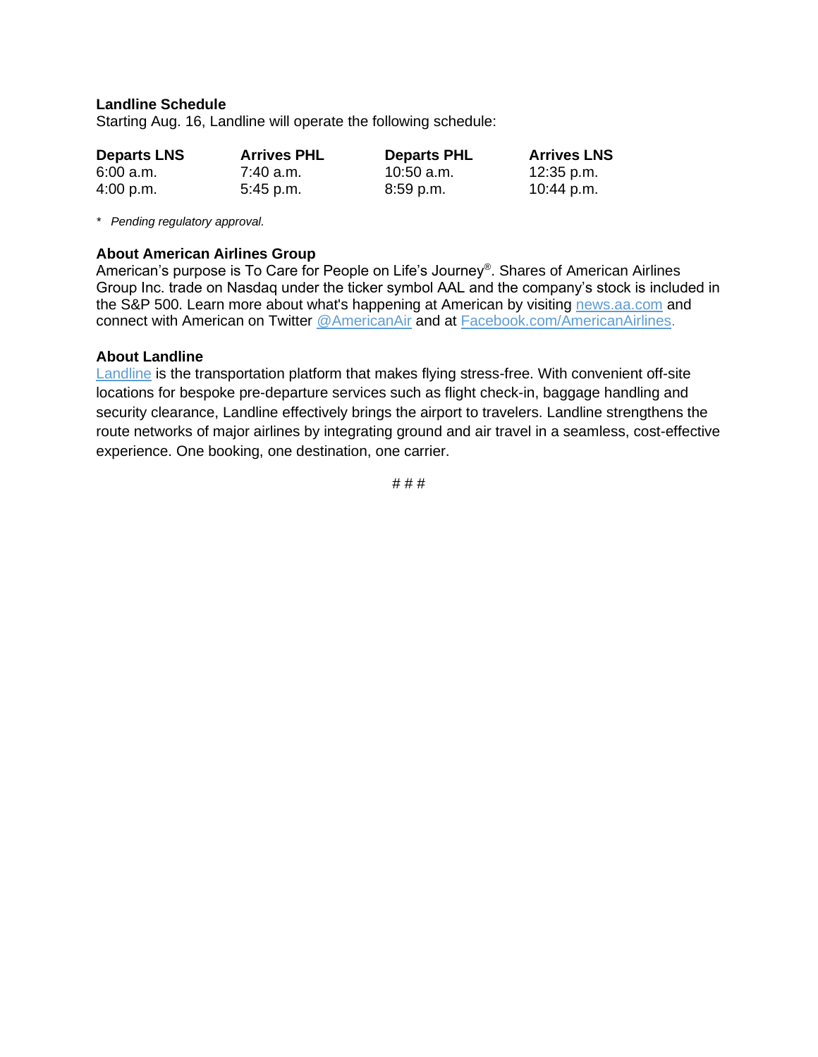**Landline Schedule**
Starting Aug. 16, Landline will operate the following schedule:

| Departs LNS | Arrives PHL | Departs PHL | Arrives LNS |
| --- | --- | --- | --- |
| 6:00 a.m. | 7:40 a.m. | 10:50 a.m. | 12:35 p.m. |
| 4:00 p.m. | 5:45 p.m. | 8:59 p.m. | 10:44 p.m. |

\* *Pending regulatory approval.*

**About American Airlines Group**
American's purpose is To Care for People on Life's Journey®. Shares of American Airlines Group Inc. trade on Nasdaq under the ticker symbol AAL and the company's stock is included in the S&P 500. Learn more about what's happening at American by visiting news.aa.com and connect with American on Twitter @AmericanAir and at Facebook.com/AmericanAirlines.

**About Landline**
Landline is the transportation platform that makes flying stress-free. With convenient off-site locations for bespoke pre-departure services such as flight check-in, baggage handling and security clearance, Landline effectively brings the airport to travelers. Landline strengthens the route networks of major airlines by integrating ground and air travel in a seamless, cost-effective experience. One booking, one destination, one carrier.

# # #